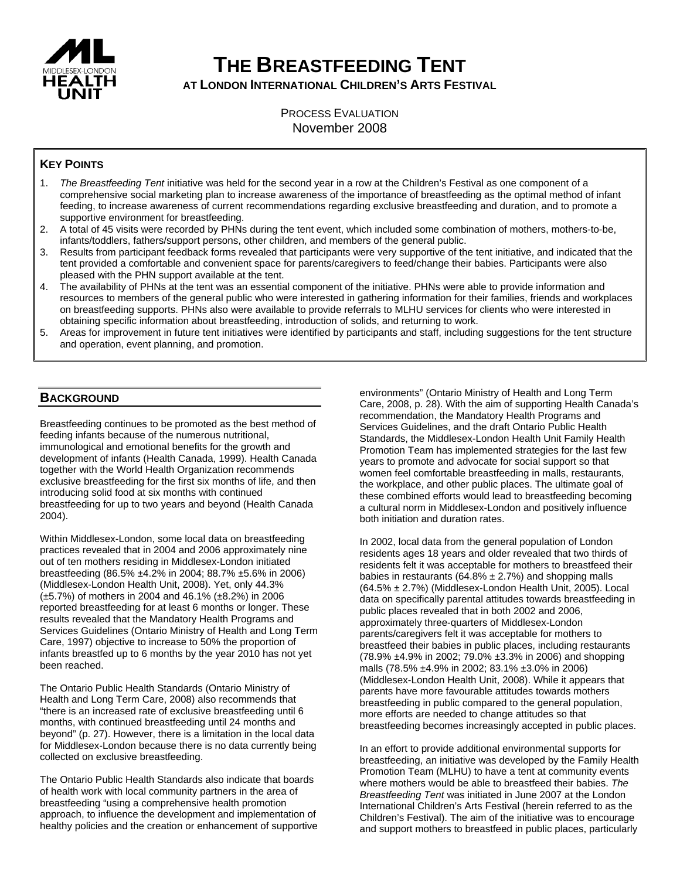# THE BREASTFEEDING TENT

## AT LONDON INTERNATIONAL CHILDREN'S ARTS FESTIVAL

PROCESS EVALUATION
November 2008

### KEY POINTS

1. *The Breastfeeding Tent* initiative was held for the second year in a row at the Children's Festival as one component of a comprehensive social marketing plan to increase awareness of the importance of breastfeeding as the optimal method of infant feeding, to increase awareness of current recommendations regarding exclusive breastfeeding and duration, and to promote a supportive environment for breastfeeding.
2. A total of 45 visits were recorded by PHNs during the tent event, which included some combination of mothers, mothers-to-be, infants/toddlers, fathers/support persons, other children, and members of the general public.
3. Results from participant feedback forms revealed that participants were very supportive of the tent initiative, and indicated that the tent provided a comfortable and convenient space for parents/caregivers to feed/change their babies. Participants were also pleased with the PHN support available at the tent.
4. The availability of PHNs at the tent was an essential component of the initiative. PHNs were able to provide information and resources to members of the general public who were interested in gathering information for their families, friends and workplaces on breastfeeding supports. PHNs also were available to provide referrals to MLHU services for clients who were interested in obtaining specific information about breastfeeding, introduction of solids, and returning to work.
5. Areas for improvement in future tent initiatives were identified by participants and staff, including suggestions for the tent structure and operation, event planning, and promotion.

## BACKGROUND

Breastfeeding continues to be promoted as the best method of feeding infants because of the numerous nutritional, immunological and emotional benefits for the growth and development of infants (Health Canada, 1999). Health Canada together with the World Health Organization recommends exclusive breastfeeding for the first six months of life, and then introducing solid food at six months with continued breastfeeding for up to two years and beyond (Health Canada 2004).

Within Middlesex-London, some local data on breastfeeding practices revealed that in 2004 and 2006 approximately nine out of ten mothers residing in Middlesex-London initiated breastfeeding (86.5% ±4.2% in 2004; 88.7% ±5.6% in 2006) (Middlesex-London Health Unit, 2008). Yet, only 44.3% (±5.7%) of mothers in 2004 and 46.1% (±8.2%) in 2006 reported breastfeeding for at least 6 months or longer. These results revealed that the Mandatory Health Programs and Services Guidelines (Ontario Ministry of Health and Long Term Care, 1997) objective to increase to 50% the proportion of infants breastfed up to 6 months by the year 2010 has not yet been reached.

The Ontario Public Health Standards (Ontario Ministry of Health and Long Term Care, 2008) also recommends that "there is an increased rate of exclusive breastfeeding until 6 months, with continued breastfeeding until 24 months and beyond" (p. 27). However, there is a limitation in the local data for Middlesex-London because there is no data currently being collected on exclusive breastfeeding.

The Ontario Public Health Standards also indicate that boards of health work with local community partners in the area of breastfeeding "using a comprehensive health promotion approach, to influence the development and implementation of healthy policies and the creation or enhancement of supportive environments" (Ontario Ministry of Health and Long Term Care, 2008, p. 28). With the aim of supporting Health Canada's recommendation, the Mandatory Health Programs and Services Guidelines, and the draft Ontario Public Health Standards, the Middlesex-London Health Unit Family Health Promotion Team has implemented strategies for the last few years to promote and advocate for social support so that women feel comfortable breastfeeding in malls, restaurants, the workplace, and other public places. The ultimate goal of these combined efforts would lead to breastfeeding becoming a cultural norm in Middlesex-London and positively influence both initiation and duration rates.

In 2002, local data from the general population of London residents ages 18 years and older revealed that two thirds of residents felt it was acceptable for mothers to breastfeed their babies in restaurants (64.8% ± 2.7%) and shopping malls (64.5% ± 2.7%) (Middlesex-London Health Unit, 2005). Local data on specifically parental attitudes towards breastfeeding in public places revealed that in both 2002 and 2006, approximately three-quarters of Middlesex-London parents/caregivers felt it was acceptable for mothers to breastfeed their babies in public places, including restaurants (78.9% ±4.9% in 2002; 79.0% ±3.3% in 2006) and shopping malls (78.5% ±4.9% in 2002; 83.1% ±3.0% in 2006) (Middlesex-London Health Unit, 2008). While it appears that parents have more favourable attitudes towards mothers breastfeeding in public compared to the general population, more efforts are needed to change attitudes so that breastfeeding becomes increasingly accepted in public places.

In an effort to provide additional environmental supports for breastfeeding, an initiative was developed by the Family Health Promotion Team (MLHU) to have a tent at community events where mothers would be able to breastfeed their babies. *The Breastfeeding Tent* was initiated in June 2007 at the London International Children's Arts Festival (herein referred to as the Children's Festival). The aim of the initiative was to encourage and support mothers to breastfeed in public places, particularly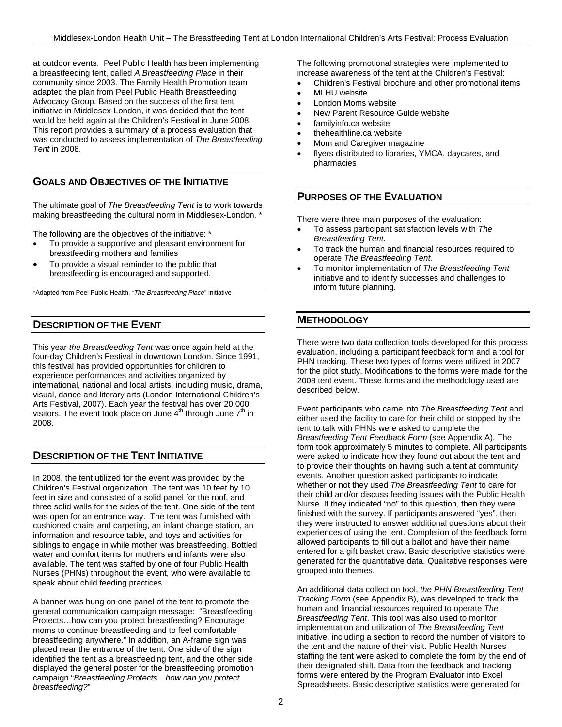at outdoor events. Peel Public Health has been implementing a breastfeeding tent, called *A Breastfeeding Place* in their community since 2003. The Family Health Promotion team adapted the plan from Peel Public Health Breastfeeding Advocacy Group. Based on the success of the first tent initiative in Middlesex-London, it was decided that the tent would be held again at the Children's Festival in June 2008. This report provides a summary of a process evaluation that was conducted to assess implementation of *The Breastfeeding Tent* in 2008.

## GOALS AND OBJECTIVES OF THE INITIATIVE

The ultimate goal of *The Breastfeeding Tent* is to work towards making breastfeeding the cultural norm in Middlesex-London. *

The following are the objectives of the initiative: *

- To provide a supportive and pleasant environment for breastfeeding mothers and families
- To provide a visual reminder to the public that breastfeeding is encouraged and supported.

*Adapted from Peel Public Health, *"The Breastfeeding Place"* initiative

## DESCRIPTION OF THE EVENT

This year *the Breastfeeding Tent* was once again held at the four-day Children's Festival in downtown London. Since 1991, this festival has provided opportunities for children to experience performances and activities organized by international, national and local artists, including music, drama, visual, dance and literary arts (London International Children's Arts Festival, 2007). Each year the festival has over 20,000 visitors. The event took place on June 4th through June 7th in 2008.

## DESCRIPTION OF THE TENT INITIATIVE

In 2008, the tent utilized for the event was provided by the Children's Festival organization. The tent was 10 feet by 10 feet in size and consisted of a solid panel for the roof, and three solid walls for the sides of the tent. One side of the tent was open for an entrance way. The tent was furnished with cushioned chairs and carpeting, an infant change station, an information and resource table, and toys and activities for siblings to engage in while mother was breastfeeding. Bottled water and comfort items for mothers and infants were also available. The tent was staffed by one of four Public Health Nurses (PHNs) throughout the event, who were available to speak about child feeding practices.

A banner was hung on one panel of the tent to promote the general communication campaign message: "Breastfeeding Protects…how can you protect breastfeeding? Encourage moms to continue breastfeeding and to feel comfortable breastfeeding anywhere." In addition, an A-frame sign was placed near the entrance of the tent. One side of the sign identified the tent as a breastfeeding tent, and the other side displayed the general poster for the breastfeeding promotion campaign "*Breastfeeding Protects…how can you protect breastfeeding?*"

The following promotional strategies were implemented to increase awareness of the tent at the Children's Festival:

- Children's Festival brochure and other promotional items
- MLHU website
- London Moms website
- New Parent Resource Guide website
- familyinfo.ca website
- thehealthline.ca website
- Mom and Caregiver magazine
- flyers distributed to libraries, YMCA, daycares, and pharmacies

## PURPOSES OF THE EVALUATION

There were three main purposes of the evaluation:

- To assess participant satisfaction levels with *The Breastfeeding Tent.*
- To track the human and financial resources required to operate *The Breastfeeding Tent.*
- To monitor implementation of *The Breastfeeding Tent* initiative and to identify successes and challenges to inform future planning.

## METHODOLOGY

There were two data collection tools developed for this process evaluation, including a participant feedback form and a tool for PHN tracking. These two types of forms were utilized in 2007 for the pilot study. Modifications to the forms were made for the 2008 tent event. These forms and the methodology used are described below.

Event participants who came into *The Breastfeeding Tent* and either used the facility to care for their child or stopped by the tent to talk with PHNs were asked to complete the *Breastfeeding Tent Feedback Form* (see Appendix A). The form took approximately 5 minutes to complete. All participants were asked to indicate how they found out about the tent and to provide their thoughts on having such a tent at community events. Another question asked participants to indicate whether or not they used *The Breastfeeding Tent* to care for their child and/or discuss feeding issues with the Public Health Nurse. If they indicated "no" to this question, then they were finished with the survey. If participants answered "yes", then they were instructed to answer additional questions about their experiences of using the tent. Completion of the feedback form allowed participants to fill out a ballot and have their name entered for a gift basket draw. Basic descriptive statistics were generated for the quantitative data. Qualitative responses were grouped into themes.

An additional data collection tool, *the PHN Breastfeeding Tent Tracking Form* (see Appendix B), was developed to track the human and financial resources required to operate *The Breastfeeding Tent*. This tool was also used to monitor implementation and utilization of *The Breastfeeding Tent* initiative, including a section to record the number of visitors to the tent and the nature of their visit. Public Health Nurses staffing the tent were asked to complete the form by the end of their designated shift. Data from the feedback and tracking forms were entered by the Program Evaluator into Excel Spreadsheets. Basic descriptive statistics were generated for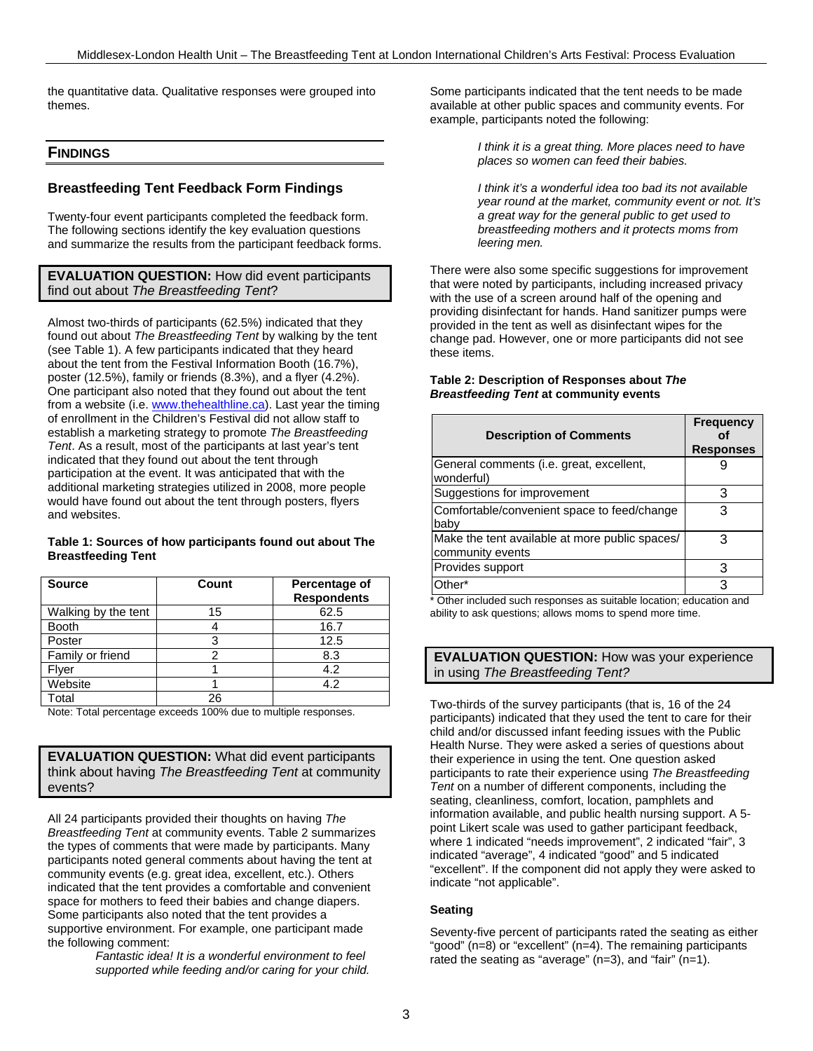the quantitative data. Qualitative responses were grouped into themes.

## FINDINGS

### Breastfeeding Tent Feedback Form Findings

Twenty-four event participants completed the feedback form. The following sections identify the key evaluation questions and summarize the results from the participant feedback forms.

**EVALUATION QUESTION:** How did event participants find out about *The Breastfeeding Tent*?

Almost two-thirds of participants (62.5%) indicated that they found out about *The Breastfeeding Tent* by walking by the tent (see Table 1). A few participants indicated that they heard about the tent from the Festival Information Booth (16.7%), poster (12.5%), family or friends (8.3%), and a flyer (4.2%). One participant also noted that they found out about the tent from a website (i.e. www.thehealthline.ca). Last year the timing of enrollment in the Children's Festival did not allow staff to establish a marketing strategy to promote *The Breastfeeding Tent*. As a result, most of the participants at last year's tent indicated that they found out about the tent through participation at the event. It was anticipated that with the additional marketing strategies utilized in 2008, more people would have found out about the tent through posters, flyers and websites.

**Table 1: Sources of how participants found out about The Breastfeeding Tent**

| Source | Count | Percentage of Respondents |
|---|---|---|
| Walking by the tent | 15 | 62.5 |
| Booth | 4 | 16.7 |
| Poster | 3 | 12.5 |
| Family or friend | 2 | 8.3 |
| Flyer | 1 | 4.2 |
| Website | 1 | 4.2 |
| Total | 26 | |

Note: Total percentage exceeds 100% due to multiple responses.

**EVALUATION QUESTION:** What did event participants think about having *The Breastfeeding Tent* at community events?

All 24 participants provided their thoughts on having *The Breastfeeding Tent* at community events. Table 2 summarizes the types of comments that were made by participants. Many participants noted general comments about having the tent at community events (e.g. great idea, excellent, etc.). Others indicated that the tent provides a comfortable and convenient space for mothers to feed their babies and change diapers. Some participants also noted that the tent provides a supportive environment. For example, one participant made the following comment:

> *Fantastic idea! It is a wonderful environment to feel supported while feeding and/or caring for your child.*

Some participants indicated that the tent needs to be made available at other public spaces and community events. For example, participants noted the following:

> *I think it is a great thing. More places need to have places so women can feed their babies.*

> *I think it's a wonderful idea too bad its not available year round at the market, community event or not. It's a great way for the general public to get used to breastfeeding mothers and it protects moms from leering men.*

There were also some specific suggestions for improvement that were noted by participants, including increased privacy with the use of a screen around half of the opening and providing disinfectant for hands. Hand sanitizer pumps were provided in the tent as well as disinfectant wipes for the change pad. However, one or more participants did not see these items.

**Table 2: Description of Responses about *The Breastfeeding Tent* at community events**

| Description of Comments | Frequency of Responses |
|---|---|
| General comments (i.e. great, excellent, wonderful) | 9 |
| Suggestions for improvement | 3 |
| Comfortable/convenient space to feed/change baby | 3 |
| Make the tent available at more public spaces/ community events | 3 |
| Provides support | 3 |
| Other* | 3 |

\* Other included such responses as suitable location; education and ability to ask questions; allows moms to spend more time.

**EVALUATION QUESTION:** How was your experience in using *The Breastfeeding Tent?*

Two-thirds of the survey participants (that is, 16 of the 24 participants) indicated that they used the tent to care for their child and/or discussed infant feeding issues with the Public Health Nurse. They were asked a series of questions about their experience in using the tent. One question asked participants to rate their experience using *The Breastfeeding Tent* on a number of different components, including the seating, cleanliness, comfort, location, pamphlets and information available, and public health nursing support. A 5-point Likert scale was used to gather participant feedback, where 1 indicated "needs improvement", 2 indicated "fair", 3 indicated "average", 4 indicated "good" and 5 indicated "excellent". If the component did not apply they were asked to indicate "not applicable".

**Seating**

Seventy-five percent of participants rated the seating as either "good" (n=8) or "excellent" (n=4). The remaining participants rated the seating as "average" (n=3), and "fair" (n=1).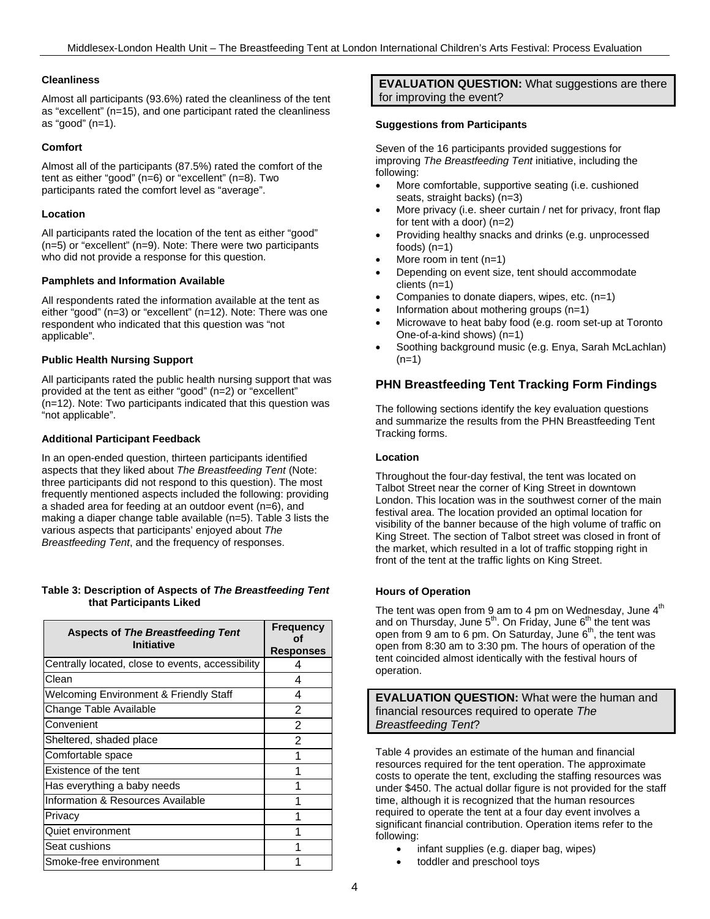### Cleanliness

Almost all participants (93.6%) rated the cleanliness of the tent as "excellent" (n=15), and one participant rated the cleanliness as "good" (n=1).

### Comfort

Almost all of the participants (87.5%) rated the comfort of the tent as either "good" (n=6) or "excellent" (n=8). Two participants rated the comfort level as "average".

### Location

All participants rated the location of the tent as either "good" (n=5) or "excellent" (n=9). Note: There were two participants who did not provide a response for this question.

### Pamphlets and Information Available

All respondents rated the information available at the tent as either "good" (n=3) or "excellent" (n=12). Note: There was one respondent who indicated that this question was "not applicable".

### Public Health Nursing Support

All participants rated the public health nursing support that was provided at the tent as either "good" (n=2) or "excellent" (n=12). Note: Two participants indicated that this question was "not applicable".

### Additional Participant Feedback

In an open-ended question, thirteen participants identified aspects that they liked about *The Breastfeeding Tent* (Note: three participants did not respond to this question). The most frequently mentioned aspects included the following: providing a shaded area for feeding at an outdoor event (n=6), and making a diaper change table available (n=5). Table 3 lists the various aspects that participants' enjoyed about *The Breastfeeding Tent*, and the frequency of responses.

**Table 3: Description of Aspects of *The Breastfeeding Tent* that Participants Liked**

| Aspects of *The Breastfeeding Tent* Initiative | Frequency of Responses |
|---|---|
| Centrally located, close to events, accessibility | 4 |
| Clean | 4 |
| Welcoming Environment & Friendly Staff | 4 |
| Change Table Available | 2 |
| Convenient | 2 |
| Sheltered, shaded place | 2 |
| Comfortable space | 1 |
| Existence of the tent | 1 |
| Has everything a baby needs | 1 |
| Information & Resources Available | 1 |
| Privacy | 1 |
| Quiet environment | 1 |
| Seat cushions | 1 |
| Smoke-free environment | 1 |

**EVALUATION QUESTION:** What suggestions are there for improving the event?

### Suggestions from Participants

Seven of the 16 participants provided suggestions for improving *The Breastfeeding Tent* initiative, including the following:

- More comfortable, supportive seating (i.e. cushioned seats, straight backs) (n=3)
- More privacy (i.e. sheer curtain / net for privacy, front flap for tent with a door) (n=2)
- Providing healthy snacks and drinks (e.g. unprocessed foods) (n=1)
- More room in tent (n=1)
- Depending on event size, tent should accommodate clients (n=1)
- Companies to donate diapers, wipes, etc. (n=1)
- Information about mothering groups (n=1)
- Microwave to heat baby food (e.g. room set-up at Toronto One-of-a-kind shows) (n=1)
- Soothing background music (e.g. Enya, Sarah McLachlan) (n=1)

## PHN Breastfeeding Tent Tracking Form Findings

The following sections identify the key evaluation questions and summarize the results from the PHN Breastfeeding Tent Tracking forms.

### Location

Throughout the four-day festival, the tent was located on Talbot Street near the corner of King Street in downtown London. This location was in the southwest corner of the main festival area. The location provided an optimal location for visibility of the banner because of the high volume of traffic on King Street. The section of Talbot street was closed in front of the market, which resulted in a lot of traffic stopping right in front of the tent at the traffic lights on King Street.

### Hours of Operation

The tent was open from 9 am to 4 pm on Wednesday, June 4th and on Thursday, June 5th. On Friday, June 6th the tent was open from 9 am to 6 pm. On Saturday, June 6th, the tent was open from 8:30 am to 3:30 pm. The hours of operation of the tent coincided almost identically with the festival hours of operation.

**EVALUATION QUESTION:** What were the human and financial resources required to operate *The Breastfeeding Tent*?

Table 4 provides an estimate of the human and financial resources required for the tent operation. The approximate costs to operate the tent, excluding the staffing resources was under $450. The actual dollar figure is not provided for the staff time, although it is recognized that the human resources required to operate the tent at a four day event involves a significant financial contribution. Operation items refer to the following:

- infant supplies (e.g. diaper bag, wipes)
- toddler and preschool toys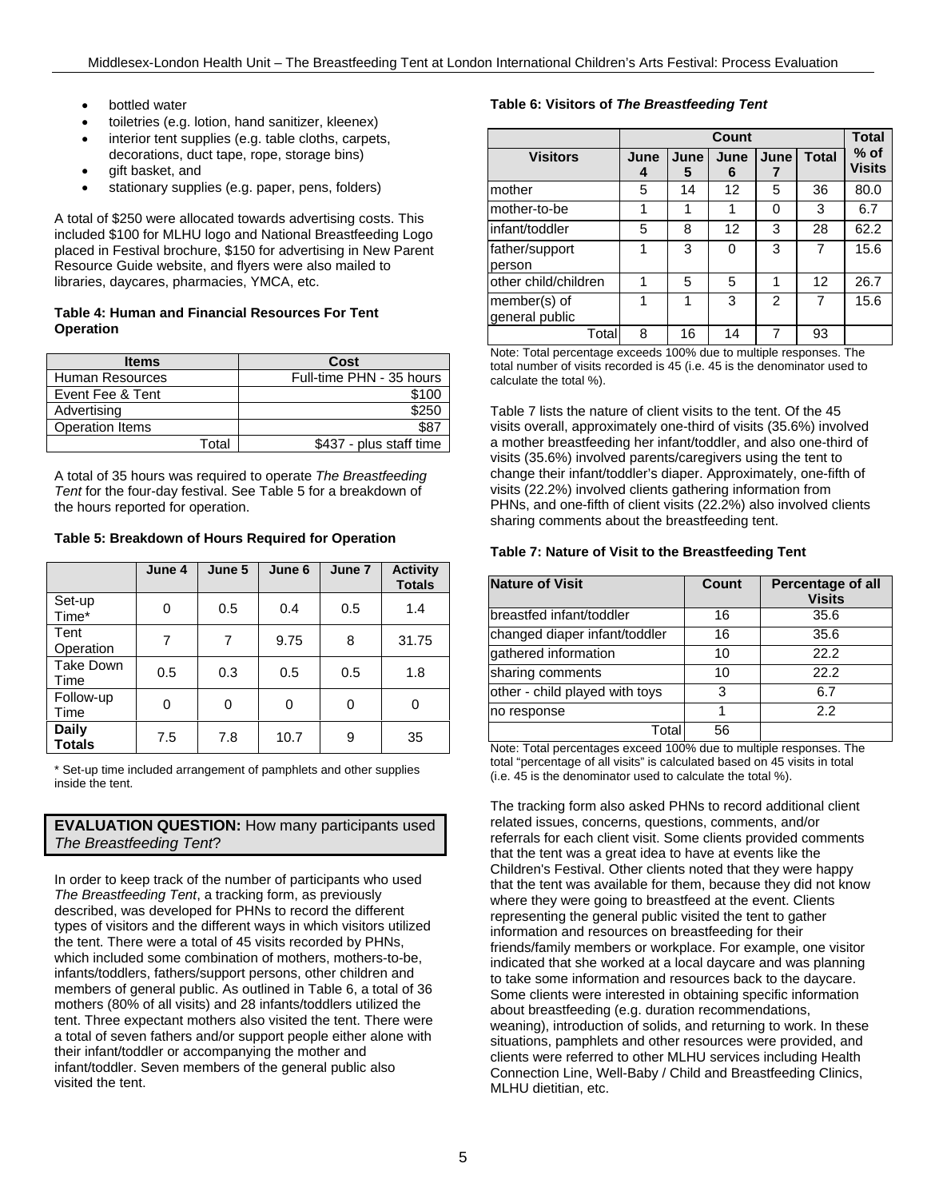- bottled water
- toiletries (e.g. lotion, hand sanitizer, kleenex)
- interior tent supplies (e.g. table cloths, carpets, decorations, duct tape, rope, storage bins)
- gift basket, and
- stationary supplies (e.g. paper, pens, folders)

A total of $250 were allocated towards advertising costs. This included $100 for MLHU logo and National Breastfeeding Logo placed in Festival brochure, $150 for advertising in New Parent Resource Guide website, and flyers were also mailed to libraries, daycares, pharmacies, YMCA, etc.

**Table 4: Human and Financial Resources For Tent Operation**

| Items | Cost |
|---|---|
| Human Resources | Full-time PHN - 35 hours |
| Event Fee & Tent | $100 |
| Advertising | $250 |
| Operation Items | $87 |
| Total | $437 - plus staff time |

A total of 35 hours was required to operate *The Breastfeeding Tent* for the four-day festival. See Table 5 for a breakdown of the hours reported for operation.

**Table 5: Breakdown of Hours Required for Operation**

| | June 4 | June 5 | June 6 | June 7 | Activity Totals |
|---|---|---|---|---|---|
| Set-up Time* | 0 | 0.5 | 0.4 | 0.5 | 1.4 |
| Tent Operation | 7 | 7 | 9.75 | 8 | 31.75 |
| Take Down Time | 0.5 | 0.3 | 0.5 | 0.5 | 1.8 |
| Follow-up Time | 0 | 0 | 0 | 0 | 0 |
| **Daily Totals** | 7.5 | 7.8 | 10.7 | 9 | 35 |

\* Set-up time included arrangement of pamphlets and other supplies inside the tent.

**EVALUATION QUESTION:** How many participants used *The Breastfeeding Tent*?

In order to keep track of the number of participants who used *The Breastfeeding Tent*, a tracking form, as previously described, was developed for PHNs to record the different types of visitors and the different ways in which visitors utilized the tent. There were a total of 45 visits recorded by PHNs, which included some combination of mothers, mothers-to-be, infants/toddlers, fathers/support persons, other children and members of general public. As outlined in Table 6, a total of 36 mothers (80% of all visits) and 28 infants/toddlers utilized the tent. Three expectant mothers also visited the tent. There were a total of seven fathers and/or support people either alone with their infant/toddler or accompanying the mother and infant/toddler. Seven members of the general public also visited the tent.

**Table 6: Visitors of *The Breastfeeding Tent***

| | Count | | | | | Total |
|---|---|---|---|---|---|---|
| **Visitors** | **June 4** | **June 5** | **June 6** | **June 7** | **Total** | **% of Visits** |
| mother | 5 | 14 | 12 | 5 | 36 | 80.0 |
| mother-to-be | 1 | 1 | 1 | 0 | 3 | 6.7 |
| infant/toddler | 5 | 8 | 12 | 3 | 28 | 62.2 |
| father/support person | 1 | 3 | 0 | 3 | 7 | 15.6 |
| other child/children | 1 | 5 | 5 | 1 | 12 | 26.7 |
| member(s) of general public | 1 | 1 | 3 | 2 | 7 | 15.6 |
| Total | 8 | 16 | 14 | 7 | 93 | |

Note: Total percentage exceeds 100% due to multiple responses. The total number of visits recorded is 45 (i.e. 45 is the denominator used to calculate the total %).

Table 7 lists the nature of client visits to the tent. Of the 45 visits overall, approximately one-third of visits (35.6%) involved a mother breastfeeding her infant/toddler, and also one-third of visits (35.6%) involved parents/caregivers using the tent to change their infant/toddler's diaper. Approximately, one-fifth of visits (22.2%) involved clients gathering information from PHNs, and one-fifth of client visits (22.2%) also involved clients sharing comments about the breastfeeding tent.

**Table 7: Nature of Visit to the Breastfeeding Tent**

| Nature of Visit | Count | Percentage of all Visits |
|---|---|---|
| breastfed infant/toddler | 16 | 35.6 |
| changed diaper infant/toddler | 16 | 35.6 |
| gathered information | 10 | 22.2 |
| sharing comments | 10 | 22.2 |
| other - child played with toys | 3 | 6.7 |
| no response | 1 | 2.2 |
| Total | 56 | |

Note: Total percentages exceed 100% due to multiple responses. The total "percentage of all visits" is calculated based on 45 visits in total (i.e. 45 is the denominator used to calculate the total %).

The tracking form also asked PHNs to record additional client related issues, concerns, questions, comments, and/or referrals for each client visit. Some clients provided comments that the tent was a great idea to have at events like the Children's Festival. Other clients noted that they were happy that the tent was available for them, because they did not know where they were going to breastfeed at the event. Clients representing the general public visited the tent to gather information and resources on breastfeeding for their friends/family members or workplace. For example, one visitor indicated that she worked at a local daycare and was planning to take some information and resources back to the daycare. Some clients were interested in obtaining specific information about breastfeeding (e.g. duration recommendations, weaning), introduction of solids, and returning to work. In these situations, pamphlets and other resources were provided, and clients were referred to other MLHU services including Health Connection Line, Well-Baby / Child and Breastfeeding Clinics, MLHU dietitian, etc.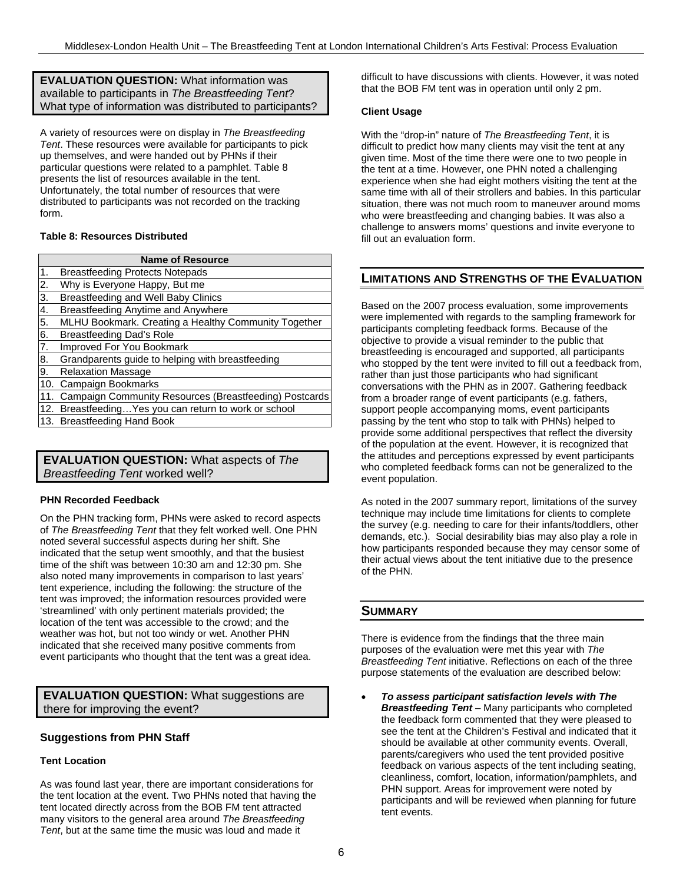**EVALUATION QUESTION:** What information was available to participants in *The Breastfeeding Tent*? What type of information was distributed to participants?

A variety of resources were on display in *The Breastfeeding Tent*. These resources were available for participants to pick up themselves, and were handed out by PHNs if their particular questions were related to a pamphlet. Table 8 presents the list of resources available in the tent. Unfortunately, the total number of resources that were distributed to participants was not recorded on the tracking form.

**Table 8: Resources Distributed**

| | Name of Resource |
|---|---|
| 1. | Breastfeeding Protects Notepads |
| 2. | Why is Everyone Happy, But me |
| 3. | Breastfeeding and Well Baby Clinics |
| 4. | Breastfeeding Anytime and Anywhere |
| 5. | MLHU Bookmark. Creating a Healthy Community Together |
| 6. | Breastfeeding Dad's Role |
| 7. | Improved For You Bookmark |
| 8. | Grandparents guide to helping with breastfeeding |
| 9. | Relaxation Massage |
| 10. | Campaign Bookmarks |
| 11. | Campaign Community Resources (Breastfeeding) Postcards |
| 12. | Breastfeeding…Yes you can return to work or school |
| 13. | Breastfeeding Hand Book |

**EVALUATION QUESTION:** What aspects of *The Breastfeeding Tent* worked well?

#### PHN Recorded Feedback

On the PHN tracking form, PHNs were asked to record aspects of *The Breastfeeding Tent* that they felt worked well. One PHN noted several successful aspects during her shift. She indicated that the setup went smoothly, and that the busiest time of the shift was between 10:30 am and 12:30 pm. She also noted many improvements in comparison to last years' tent experience, including the following: the structure of the tent was improved; the information resources provided were 'streamlined' with only pertinent materials provided; the location of the tent was accessible to the crowd; and the weather was hot, but not too windy or wet. Another PHN indicated that she received many positive comments from event participants who thought that the tent was a great idea.

**EVALUATION QUESTION:** What suggestions are there for improving the event?

### Suggestions from PHN Staff

#### Tent Location

As was found last year, there are important considerations for the tent location at the event. Two PHNs noted that having the tent located directly across from the BOB FM tent attracted many visitors to the general area around *The Breastfeeding Tent*, but at the same time the music was loud and made it difficult to have discussions with clients. However, it was noted that the BOB FM tent was in operation until only 2 pm.

#### Client Usage

With the "drop-in" nature of *The Breastfeeding Tent*, it is difficult to predict how many clients may visit the tent at any given time. Most of the time there were one to two people in the tent at a time. However, one PHN noted a challenging experience when she had eight mothers visiting the tent at the same time with all of their strollers and babies. In this particular situation, there was not much room to maneuver around moms who were breastfeeding and changing babies. It was also a challenge to answers moms' questions and invite everyone to fill out an evaluation form.

## LIMITATIONS AND STRENGTHS OF THE EVALUATION

Based on the 2007 process evaluation, some improvements were implemented with regards to the sampling framework for participants completing feedback forms. Because of the objective to provide a visual reminder to the public that breastfeeding is encouraged and supported, all participants who stopped by the tent were invited to fill out a feedback from, rather than just those participants who had significant conversations with the PHN as in 2007. Gathering feedback from a broader range of event participants (e.g. fathers, support people accompanying moms, event participants passing by the tent who stop to talk with PHNs) helped to provide some additional perspectives that reflect the diversity of the population at the event. However, it is recognized that the attitudes and perceptions expressed by event participants who completed feedback forms can not be generalized to the event population.

As noted in the 2007 summary report, limitations of the survey technique may include time limitations for clients to complete the survey (e.g. needing to care for their infants/toddlers, other demands, etc.). Social desirability bias may also play a role in how participants responded because they may censor some of their actual views about the tent initiative due to the presence of the PHN.

## SUMMARY

There is evidence from the findings that the three main purposes of the evaluation were met this year with *The Breastfeeding Tent* initiative. Reflections on each of the three purpose statements of the evaluation are described below:

- ***To assess participant satisfaction levels with The Breastfeeding Tent*** – Many participants who completed the feedback form commented that they were pleased to see the tent at the Children's Festival and indicated that it should be available at other community events. Overall, parents/caregivers who used the tent provided positive feedback on various aspects of the tent including seating, cleanliness, comfort, location, information/pamphlets, and PHN support. Areas for improvement were noted by participants and will be reviewed when planning for future tent events.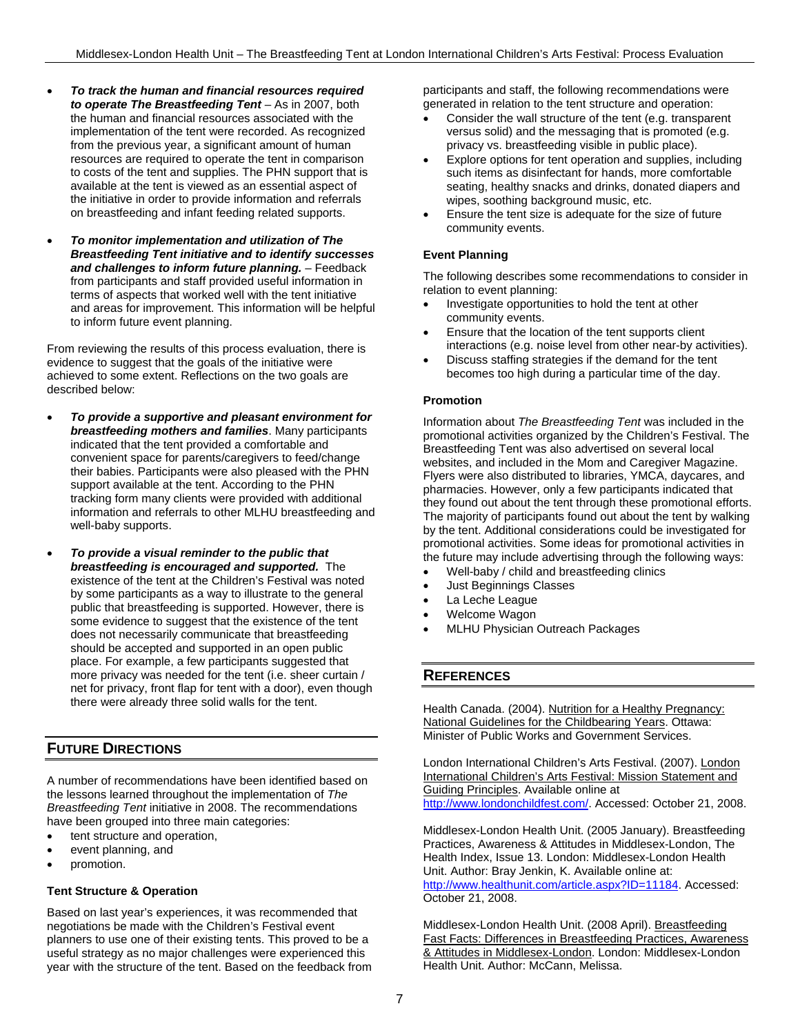- ***To track the human and financial resources required to operate The Breastfeeding Tent*** – As in 2007, both the human and financial resources associated with the implementation of the tent were recorded. As recognized from the previous year, a significant amount of human resources are required to operate the tent in comparison to costs of the tent and supplies. The PHN support that is available at the tent is viewed as an essential aspect of the initiative in order to provide information and referrals on breastfeeding and infant feeding related supports.

- ***To monitor implementation and utilization of The Breastfeeding Tent initiative and to identify successes and challenges to inform future planning.*** – Feedback from participants and staff provided useful information in terms of aspects that worked well with the tent initiative and areas for improvement. This information will be helpful to inform future event planning.

From reviewing the results of this process evaluation, there is evidence to suggest that the goals of the initiative were achieved to some extent. Reflections on the two goals are described below:

- ***To provide a supportive and pleasant environment for breastfeeding mothers and families***. Many participants indicated that the tent provided a comfortable and convenient space for parents/caregivers to feed/change their babies. Participants were also pleased with the PHN support available at the tent. According to the PHN tracking form many clients were provided with additional information and referrals to other MLHU breastfeeding and well-baby supports.

- ***To provide a visual reminder to the public that breastfeeding is encouraged and supported.*** The existence of the tent at the Children's Festival was noted by some participants as a way to illustrate to the general public that breastfeeding is supported. However, there is some evidence to suggest that the existence of the tent does not necessarily communicate that breastfeeding should be accepted and supported in an open public place. For example, a few participants suggested that more privacy was needed for the tent (i.e. sheer curtain / net for privacy, front flap for tent with a door), even though there were already three solid walls for the tent.

## FUTURE DIRECTIONS

A number of recommendations have been identified based on the lessons learned throughout the implementation of *The Breastfeeding Tent* initiative in 2008. The recommendations have been grouped into three main categories:

- tent structure and operation,
- event planning, and
- promotion.

### Tent Structure & Operation

Based on last year's experiences, it was recommended that negotiations be made with the Children's Festival event planners to use one of their existing tents. This proved to be a useful strategy as no major challenges were experienced this year with the structure of the tent. Based on the feedback from participants and staff, the following recommendations were generated in relation to the tent structure and operation:

- Consider the wall structure of the tent (e.g. transparent versus solid) and the messaging that is promoted (e.g. privacy vs. breastfeeding visible in public place).
- Explore options for tent operation and supplies, including such items as disinfectant for hands, more comfortable seating, healthy snacks and drinks, donated diapers and wipes, soothing background music, etc.
- Ensure the tent size is adequate for the size of future community events.

### Event Planning

The following describes some recommendations to consider in relation to event planning:

- Investigate opportunities to hold the tent at other community events.
- Ensure that the location of the tent supports client interactions (e.g. noise level from other near-by activities).
- Discuss staffing strategies if the demand for the tent becomes too high during a particular time of the day.

### Promotion

Information about *The Breastfeeding Tent* was included in the promotional activities organized by the Children's Festival. The Breastfeeding Tent was also advertised on several local websites, and included in the Mom and Caregiver Magazine. Flyers were also distributed to libraries, YMCA, daycares, and pharmacies. However, only a few participants indicated that they found out about the tent through these promotional efforts. The majority of participants found out about the tent by walking by the tent. Additional considerations could be investigated for promotional activities. Some ideas for promotional activities in the future may include advertising through the following ways:

- Well-baby / child and breastfeeding clinics
- Just Beginnings Classes
- La Leche League
- Welcome Wagon
- MLHU Physician Outreach Packages

## REFERENCES

Health Canada. (2004). Nutrition for a Healthy Pregnancy: National Guidelines for the Childbearing Years. Ottawa: Minister of Public Works and Government Services.

London International Children's Arts Festival. (2007). London International Children's Arts Festival: Mission Statement and Guiding Principles. Available online at http://www.londonchildfest.com/. Accessed: October 21, 2008.

Middlesex-London Health Unit. (2005 January). Breastfeeding Practices, Awareness & Attitudes in Middlesex-London, The Health Index, Issue 13. London: Middlesex-London Health Unit. Author: Bray Jenkin, K. Available online at: http://www.healthunit.com/article.aspx?ID=11184. Accessed: October 21, 2008.

Middlesex-London Health Unit. (2008 April). Breastfeeding Fast Facts: Differences in Breastfeeding Practices, Awareness & Attitudes in Middlesex-London. London: Middlesex-London Health Unit. Author: McCann, Melissa.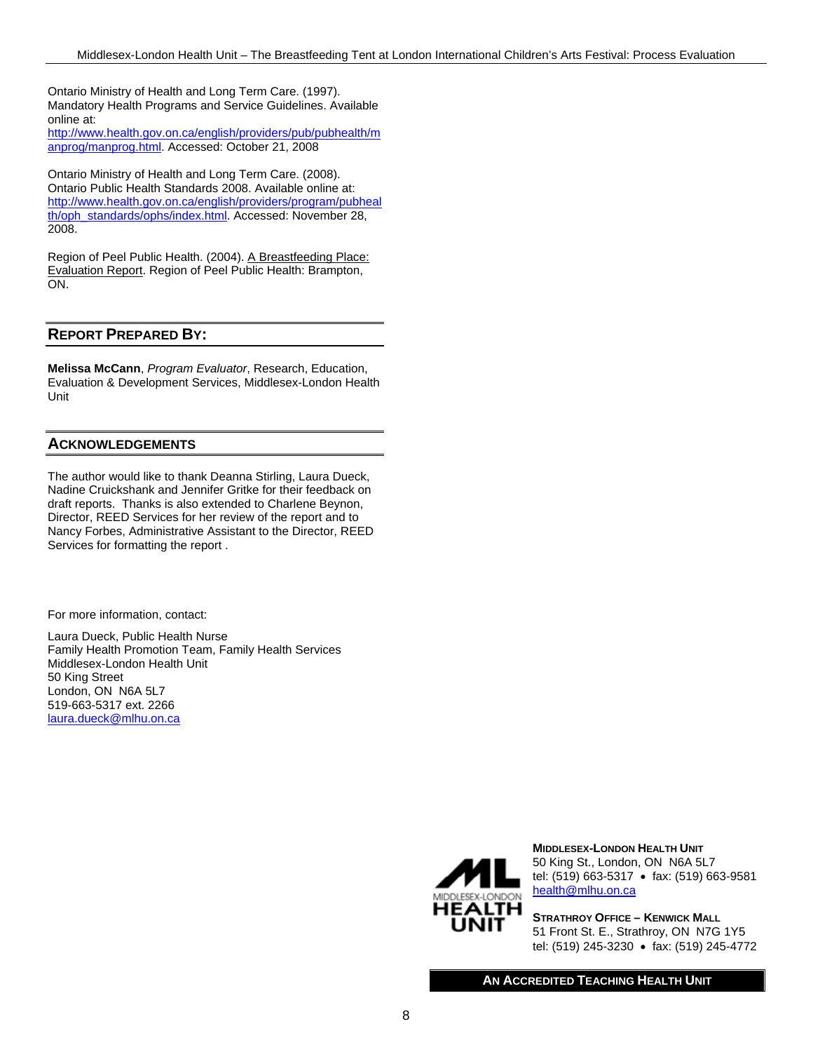Ontario Ministry of Health and Long Term Care. (1997). Mandatory Health Programs and Service Guidelines. Available online at: http://www.health.gov.on.ca/english/providers/pub/pubhealth/manprog/manprog.html. Accessed: October 21, 2008

Ontario Ministry of Health and Long Term Care. (2008). Ontario Public Health Standards 2008. Available online at: http://www.health.gov.on.ca/english/providers/program/pubhealth/oph_standards/ophs/index.html. Accessed: November 28, 2008.

Region of Peel Public Health. (2004). A Breastfeeding Place: Evaluation Report. Region of Peel Public Health: Brampton, ON.

## REPORT PREPARED BY:

**Melissa McCann**, *Program Evaluator*, Research, Education, Evaluation & Development Services, Middlesex-London Health Unit

## ACKNOWLEDGEMENTS

The author would like to thank Deanna Stirling, Laura Dueck, Nadine Cruickshank and Jennifer Gritke for their feedback on draft reports. Thanks is also extended to Charlene Beynon, Director, REED Services for her review of the report and to Nancy Forbes, Administrative Assistant to the Director, REED Services for formatting the report .

For more information, contact:

Laura Dueck, Public Health Nurse
Family Health Promotion Team, Family Health Services
Middlesex-London Health Unit
50 King Street
London, ON N6A 5L7
519-663-5317 ext. 2266
laura.dueck@mlhu.on.ca

**MIDDLESEX-LONDON HEALTH UNIT**
50 King St., London, ON N6A 5L7
tel: (519) 663-5317 • fax: (519) 663-9581
health@mlhu.on.ca

**STRATHROY OFFICE – KENWICK MALL**
51 Front St. E., Strathroy, ON N7G 1Y5
tel: (519) 245-3230 • fax: (519) 245-4772

**AN ACCREDITED TEACHING HEALTH UNIT**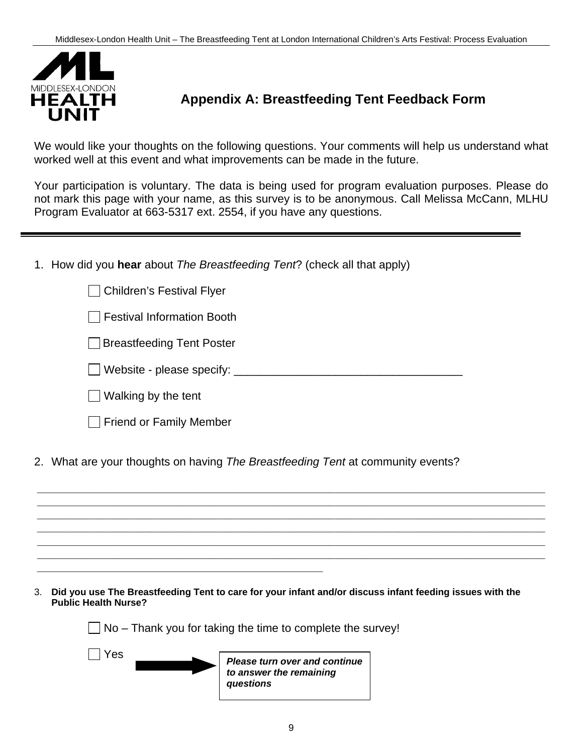# Appendix A: Breastfeeding Tent Feedback Form

We would like your thoughts on the following questions. Your comments will help us understand what worked well at this event and what improvements can be made in the future.

Your participation is voluntary. The data is being used for program evaluation purposes. Please do not mark this page with your name, as this survey is to be anonymous. Call Melissa McCann, MLHU Program Evaluator at 663-5317 ext. 2554, if you have any questions.

---

1. How did you **hear** about *The Breastfeeding Tent*? (check all that apply)

   - ☐ Children's Festival Flyer
   - ☐ Festival Information Booth
   - ☐ Breastfeeding Tent Poster
   - ☐ Website - please specify: ___________________________________
   - ☐ Walking by the tent
   - ☐ Friend or Family Member

2. What are your thoughts on having *The Breastfeeding Tent* at community events?

   _______________________________________________________________________________
   _______________________________________________________________________________
   _______________________________________________________________________________
   _______________________________________________________________________________
   _______________________________________________________________________________
   _______________________________________________________________________________
   _______________________________________________

3. **Did you use The Breastfeeding Tent to care for your infant and/or discuss infant feeding issues with the Public Health Nurse?**

   - ☐ No – Thank you for taking the time to complete the survey!
   - ☐ Yes → ***Please turn over and continue to answer the remaining questions***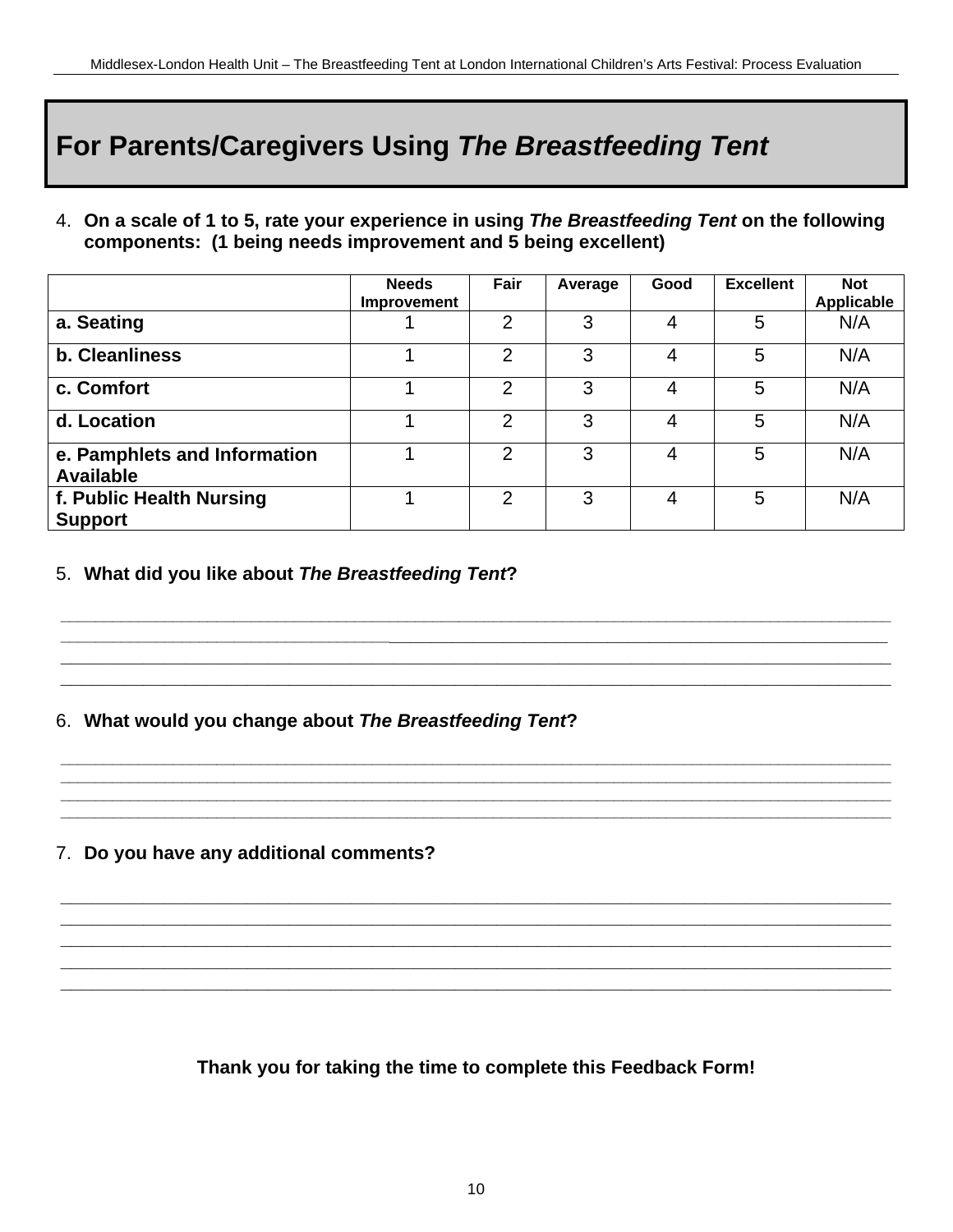# For Parents/Caregivers Using *The Breastfeeding Tent*

4. **On a scale of 1 to 5, rate your experience in using *The Breastfeeding Tent* on the following components: (1 being needs improvement and 5 being excellent)**

| | Needs Improvement | Fair | Average | Good | Excellent | Not Applicable |
|---|---|---|---|---|---|---|
| **a. Seating** | 1 | 2 | 3 | 4 | 5 | N/A |
| **b. Cleanliness** | 1 | 2 | 3 | 4 | 5 | N/A |
| **c. Comfort** | 1 | 2 | 3 | 4 | 5 | N/A |
| **d. Location** | 1 | 2 | 3 | 4 | 5 | N/A |
| **e. Pamphlets and Information Available** | 1 | 2 | 3 | 4 | 5 | N/A |
| **f. Public Health Nursing Support** | 1 | 2 | 3 | 4 | 5 | N/A |

5. **What did you like about *The Breastfeeding Tent*?**

________________________________________________________________________________
________________________________________________________________________________
________________________________________________________________________________
________________________________________________________________________________

6. **What would you change about *The Breastfeeding Tent*?**

________________________________________________________________________________
________________________________________________________________________________
________________________________________________________________________________
________________________________________________________________________________

7. **Do you have any additional comments?**

________________________________________________________________________________
________________________________________________________________________________
________________________________________________________________________________
________________________________________________________________________________
________________________________________________________________________________

**Thank you for taking the time to complete this Feedback Form!**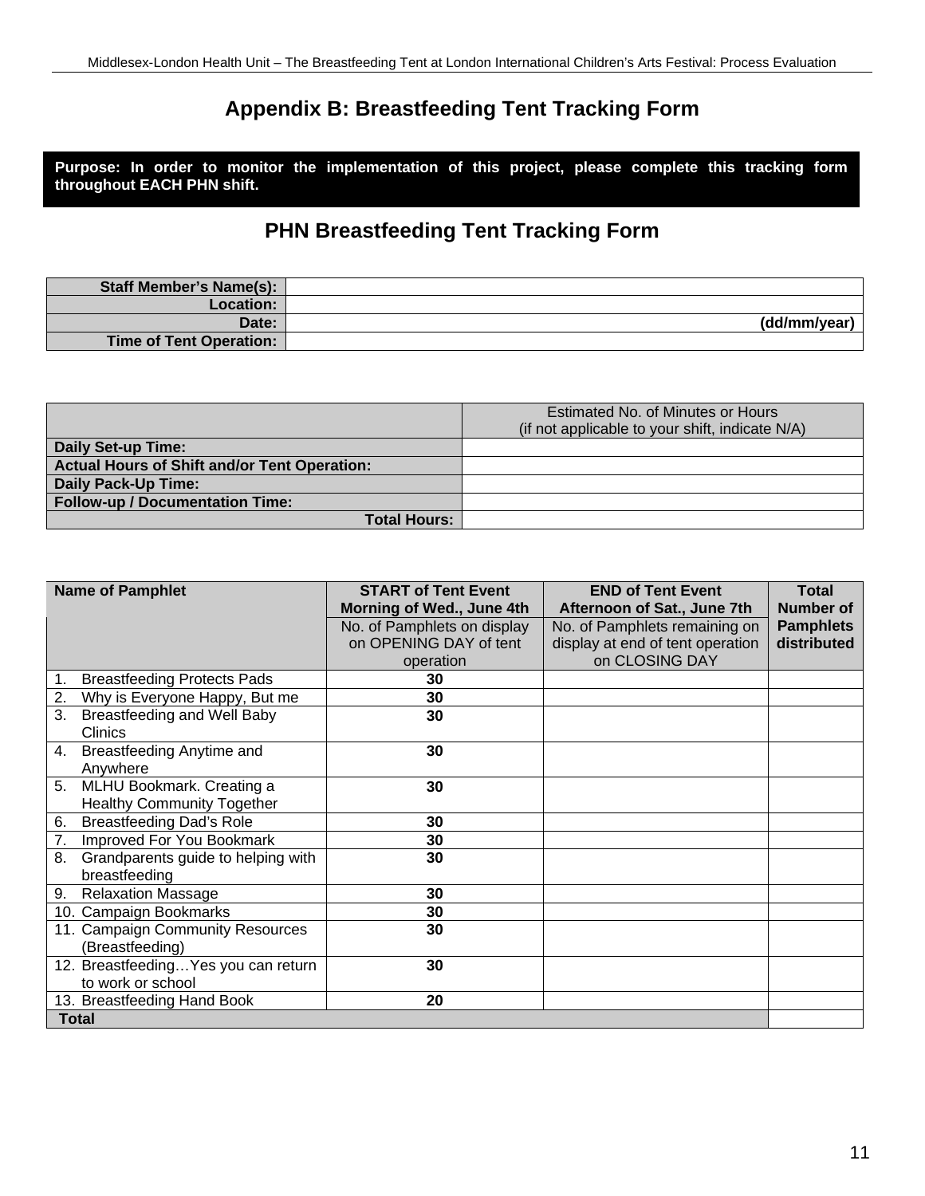## Appendix B: Breastfeeding Tent Tracking Form

**Purpose: In order to monitor the implementation of this project, please complete this tracking form throughout EACH PHN shift.**

## PHN Breastfeeding Tent Tracking Form

| | |
|---|---|
| **Staff Member's Name(s):** | |
| **Location:** | |
| **Date:** | **(dd/mm/year)** |
| **Time of Tent Operation:** | |

| | Estimated No. of Minutes or Hours (if not applicable to your shift, indicate N/A) |
|---|---|
| **Daily Set-up Time:** | |
| **Actual Hours of Shift and/or Tent Operation:** | |
| **Daily Pack-Up Time:** | |
| **Follow-up / Documentation Time:** | |
| **Total Hours:** | |

| **Name of Pamphlet** | **START of Tent Event Morning of Wed., June 4th** | **END of Tent Event Afternoon of Sat., June 7th** | **Total Number of Pamphlets distributed** |
|---|---|---|---|
| | No. of Pamphlets on display on OPENING DAY of tent operation | No. of Pamphlets remaining on display at end of tent operation on CLOSING DAY | |
| 1. Breastfeeding Protects Pads | **30** | | |
| 2. Why is Everyone Happy, But me | **30** | | |
| 3. Breastfeeding and Well Baby Clinics | **30** | | |
| 4. Breastfeeding Anytime and Anywhere | **30** | | |
| 5. MLHU Bookmark. Creating a Healthy Community Together | **30** | | |
| 6. Breastfeeding Dad's Role | **30** | | |
| 7. Improved For You Bookmark | **30** | | |
| 8. Grandparents guide to helping with breastfeeding | **30** | | |
| 9. Relaxation Massage | **30** | | |
| 10. Campaign Bookmarks | **30** | | |
| 11. Campaign Community Resources (Breastfeeding) | **30** | | |
| 12. Breastfeeding…Yes you can return to work or school | **30** | | |
| 13. Breastfeeding Hand Book | **20** | | |
| **Total** | | | |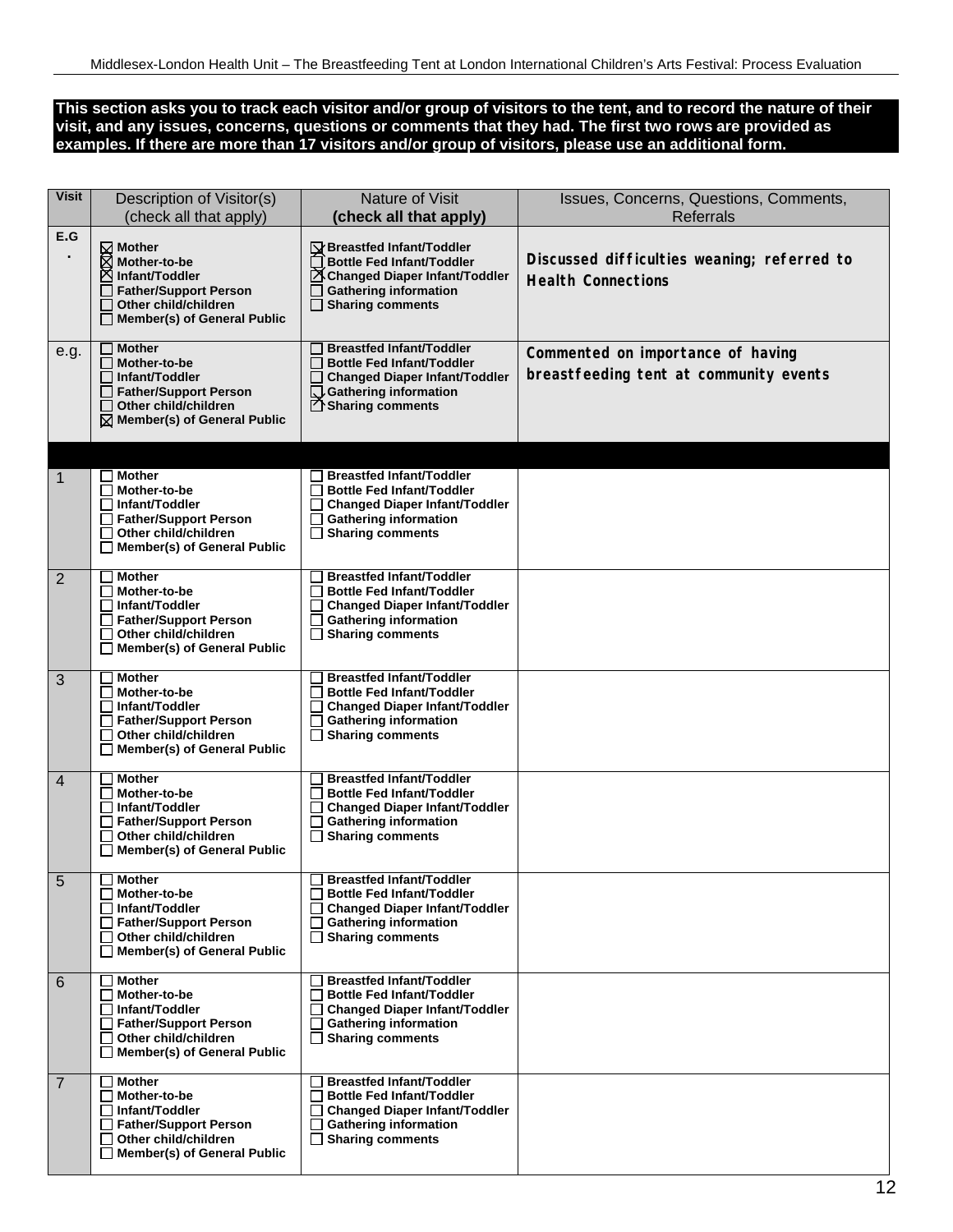**This section asks you to track each visitor and/or group of visitors to the tent, and to record the nature of their visit, and any issues, concerns, questions or comments that they had. The first two rows are provided as examples. If there are more than 17 visitors and/or group of visitors, please use an additional form.**

| Visit | Description of Visitor(s) (check all that apply) | Nature of Visit **(check all that apply)** | Issues, Concerns, Questions, Comments, Referrals |
|---|---|---|---|
| **E.G.** | ☒ **Mother**<br>☒ **Mother-to-be**<br>☒ **Infant/Toddler**<br>☐ **Father/Support Person**<br>☐ **Other child/children**<br>☐ **Member(s) of General Public** | ☒ **Breastfed Infant/Toddler**<br>☐ **Bottle Fed Infant/Toddler**<br>☒ **Changed Diaper Infant/Toddler**<br>☐ **Gathering information**<br>☐ **Sharing comments** | **Discussed difficulties weaning; referred to Health Connections** |
| e.g. | ☐ **Mother**<br>☐ **Mother-to-be**<br>☐ **Infant/Toddler**<br>☐ **Father/Support Person**<br>☐ **Other child/children**<br>☒ **Member(s) of General Public** | ☐ **Breastfed Infant/Toddler**<br>☐ **Bottle Fed Infant/Toddler**<br>☐ **Changed Diaper Infant/Toddler**<br>☒ **Gathering information**<br>☒ **Sharing comments** | **Commented on importance of having breastfeeding tent at community events** |
| | | | |
| 1 | ☐ **Mother**<br>☐ **Mother-to-be**<br>☐ **Infant/Toddler**<br>☐ **Father/Support Person**<br>☐ **Other child/children**<br>☐ **Member(s) of General Public** | ☐ **Breastfed Infant/Toddler**<br>☐ **Bottle Fed Infant/Toddler**<br>☐ **Changed Diaper Infant/Toddler**<br>☐ **Gathering information**<br>☐ **Sharing comments** | |
| 2 | ☐ **Mother**<br>☐ **Mother-to-be**<br>☐ **Infant/Toddler**<br>☐ **Father/Support Person**<br>☐ **Other child/children**<br>☐ **Member(s) of General Public** | ☐ **Breastfed Infant/Toddler**<br>☐ **Bottle Fed Infant/Toddler**<br>☐ **Changed Diaper Infant/Toddler**<br>☐ **Gathering information**<br>☐ **Sharing comments** | |
| 3 | ☐ **Mother**<br>☐ **Mother-to-be**<br>☐ **Infant/Toddler**<br>☐ **Father/Support Person**<br>☐ **Other child/children**<br>☐ **Member(s) of General Public** | ☐ **Breastfed Infant/Toddler**<br>☐ **Bottle Fed Infant/Toddler**<br>☐ **Changed Diaper Infant/Toddler**<br>☐ **Gathering information**<br>☐ **Sharing comments** | |
| 4 | ☐ **Mother**<br>☐ **Mother-to-be**<br>☐ **Infant/Toddler**<br>☐ **Father/Support Person**<br>☐ **Other child/children**<br>☐ **Member(s) of General Public** | ☐ **Breastfed Infant/Toddler**<br>☐ **Bottle Fed Infant/Toddler**<br>☐ **Changed Diaper Infant/Toddler**<br>☐ **Gathering information**<br>☐ **Sharing comments** | |
| 5 | ☐ **Mother**<br>☐ **Mother-to-be**<br>☐ **Infant/Toddler**<br>☐ **Father/Support Person**<br>☐ **Other child/children**<br>☐ **Member(s) of General Public** | ☐ **Breastfed Infant/Toddler**<br>☐ **Bottle Fed Infant/Toddler**<br>☐ **Changed Diaper Infant/Toddler**<br>☐ **Gathering information**<br>☐ **Sharing comments** | |
| 6 | ☐ **Mother**<br>☐ **Mother-to-be**<br>☐ **Infant/Toddler**<br>☐ **Father/Support Person**<br>☐ **Other child/children**<br>☐ **Member(s) of General Public** | ☐ **Breastfed Infant/Toddler**<br>☐ **Bottle Fed Infant/Toddler**<br>☐ **Changed Diaper Infant/Toddler**<br>☐ **Gathering information**<br>☐ **Sharing comments** | |
| 7 | ☐ **Mother**<br>☐ **Mother-to-be**<br>☐ **Infant/Toddler**<br>☐ **Father/Support Person**<br>☐ **Other child/children**<br>☐ **Member(s) of General Public** | ☐ **Breastfed Infant/Toddler**<br>☐ **Bottle Fed Infant/Toddler**<br>☐ **Changed Diaper Infant/Toddler**<br>☐ **Gathering information**<br>☐ **Sharing comments** | |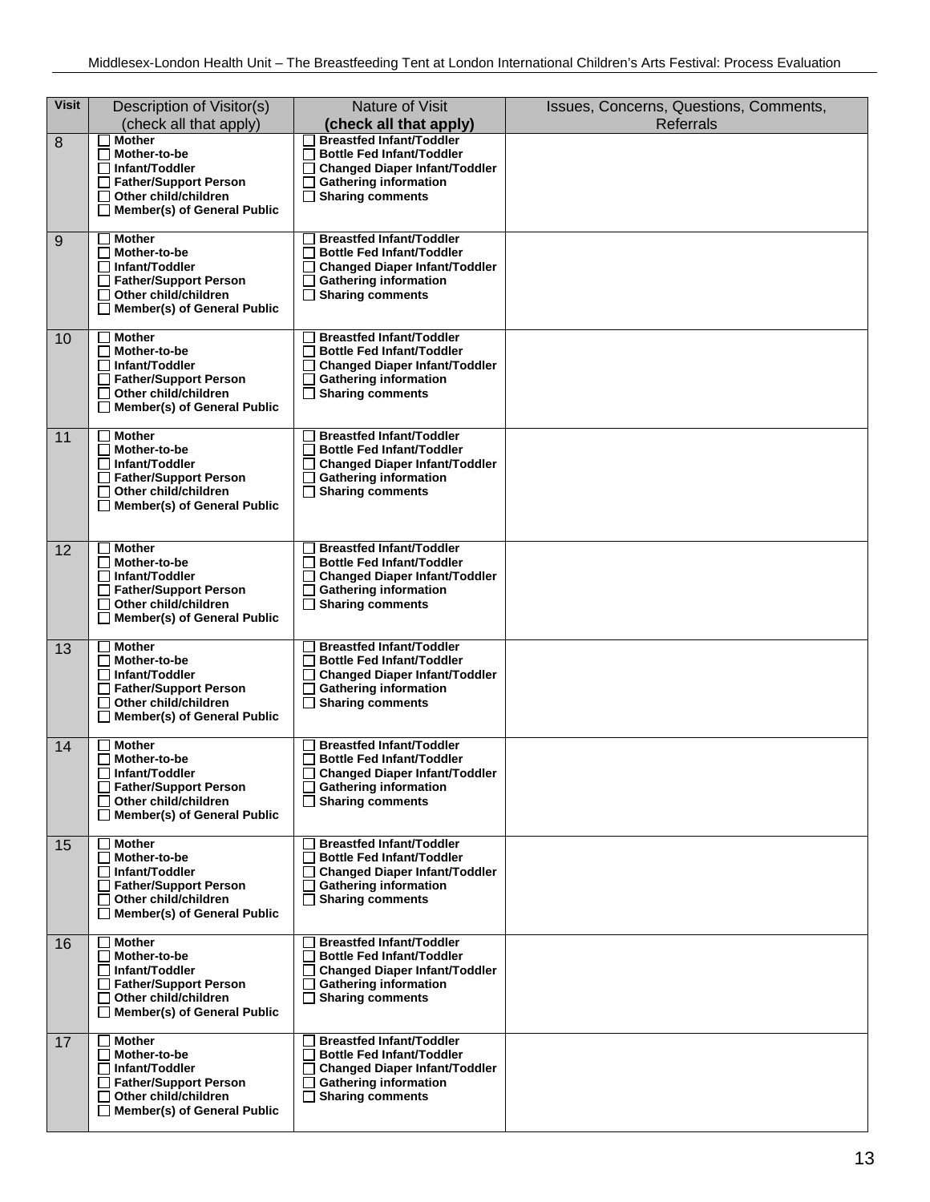| Visit | Description of Visitor(s) (check all that apply) | Nature of Visit **(check all that apply)** | Issues, Concerns, Questions, Comments, Referrals |
|---|---|---|---|
| 8 | ☐ **Mother**<br>☐ **Mother-to-be**<br>☐ **Infant/Toddler**<br>☐ **Father/Support Person**<br>☐ **Other child/children**<br>☐ **Member(s) of General Public** | ☐ **Breastfed Infant/Toddler**<br>☐ **Bottle Fed Infant/Toddler**<br>☐ **Changed Diaper Infant/Toddler**<br>☐ **Gathering information**<br>☐ **Sharing comments** | |
| 9 | ☐ **Mother**<br>☐ **Mother-to-be**<br>☐ **Infant/Toddler**<br>☐ **Father/Support Person**<br>☐ **Other child/children**<br>☐ **Member(s) of General Public** | ☐ **Breastfed Infant/Toddler**<br>☐ **Bottle Fed Infant/Toddler**<br>☐ **Changed Diaper Infant/Toddler**<br>☐ **Gathering information**<br>☐ **Sharing comments** | |
| 10 | ☐ **Mother**<br>☐ **Mother-to-be**<br>☐ **Infant/Toddler**<br>☐ **Father/Support Person**<br>☐ **Other child/children**<br>☐ **Member(s) of General Public** | ☐ **Breastfed Infant/Toddler**<br>☐ **Bottle Fed Infant/Toddler**<br>☐ **Changed Diaper Infant/Toddler**<br>☐ **Gathering information**<br>☐ **Sharing comments** | |
| 11 | ☐ **Mother**<br>☐ **Mother-to-be**<br>☐ **Infant/Toddler**<br>☐ **Father/Support Person**<br>☐ **Other child/children**<br>☐ **Member(s) of General Public** | ☐ **Breastfed Infant/Toddler**<br>☐ **Bottle Fed Infant/Toddler**<br>☐ **Changed Diaper Infant/Toddler**<br>☐ **Gathering information**<br>☐ **Sharing comments** | |
| 12 | ☐ **Mother**<br>☐ **Mother-to-be**<br>☐ **Infant/Toddler**<br>☐ **Father/Support Person**<br>☐ **Other child/children**<br>☐ **Member(s) of General Public** | ☐ **Breastfed Infant/Toddler**<br>☐ **Bottle Fed Infant/Toddler**<br>☐ **Changed Diaper Infant/Toddler**<br>☐ **Gathering information**<br>☐ **Sharing comments** | |
| 13 | ☐ **Mother**<br>☐ **Mother-to-be**<br>☐ **Infant/Toddler**<br>☐ **Father/Support Person**<br>☐ **Other child/children**<br>☐ **Member(s) of General Public** | ☐ **Breastfed Infant/Toddler**<br>☐ **Bottle Fed Infant/Toddler**<br>☐ **Changed Diaper Infant/Toddler**<br>☐ **Gathering information**<br>☐ **Sharing comments** | |
| 14 | ☐ **Mother**<br>☐ **Mother-to-be**<br>☐ **Infant/Toddler**<br>☐ **Father/Support Person**<br>☐ **Other child/children**<br>☐ **Member(s) of General Public** | ☐ **Breastfed Infant/Toddler**<br>☐ **Bottle Fed Infant/Toddler**<br>☐ **Changed Diaper Infant/Toddler**<br>☐ **Gathering information**<br>☐ **Sharing comments** | |
| 15 | ☐ **Mother**<br>☐ **Mother-to-be**<br>☐ **Infant/Toddler**<br>☐ **Father/Support Person**<br>☐ **Other child/children**<br>☐ **Member(s) of General Public** | ☐ **Breastfed Infant/Toddler**<br>☐ **Bottle Fed Infant/Toddler**<br>☐ **Changed Diaper Infant/Toddler**<br>☐ **Gathering information**<br>☐ **Sharing comments** | |
| 16 | ☐ **Mother**<br>☐ **Mother-to-be**<br>☐ **Infant/Toddler**<br>☐ **Father/Support Person**<br>☐ **Other child/children**<br>☐ **Member(s) of General Public** | ☐ **Breastfed Infant/Toddler**<br>☐ **Bottle Fed Infant/Toddler**<br>☐ **Changed Diaper Infant/Toddler**<br>☐ **Gathering information**<br>☐ **Sharing comments** | |
| 17 | ☐ **Mother**<br>☐ **Mother-to-be**<br>☐ **Infant/Toddler**<br>☐ **Father/Support Person**<br>☐ **Other child/children**<br>☐ **Member(s) of General Public** | ☐ **Breastfed Infant/Toddler**<br>☐ **Bottle Fed Infant/Toddler**<br>☐ **Changed Diaper Infant/Toddler**<br>☐ **Gathering information**<br>☐ **Sharing comments** | |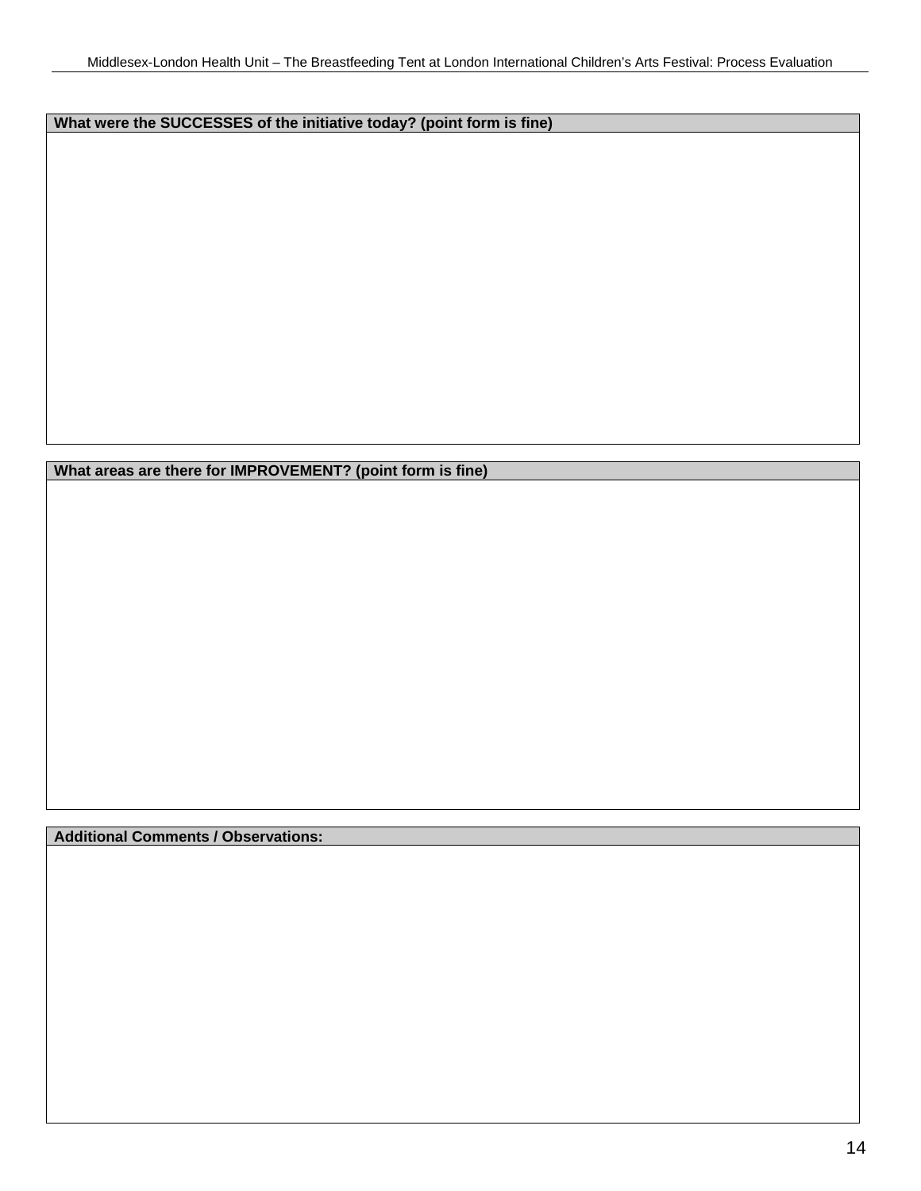| What were the SUCCESSES of the initiative today? (point form is fine) |
| --- |
| |

| What areas are there for IMPROVEMENT? (point form is fine) |
| --- |
| |

| Additional Comments / Observations: |
| --- |
| |